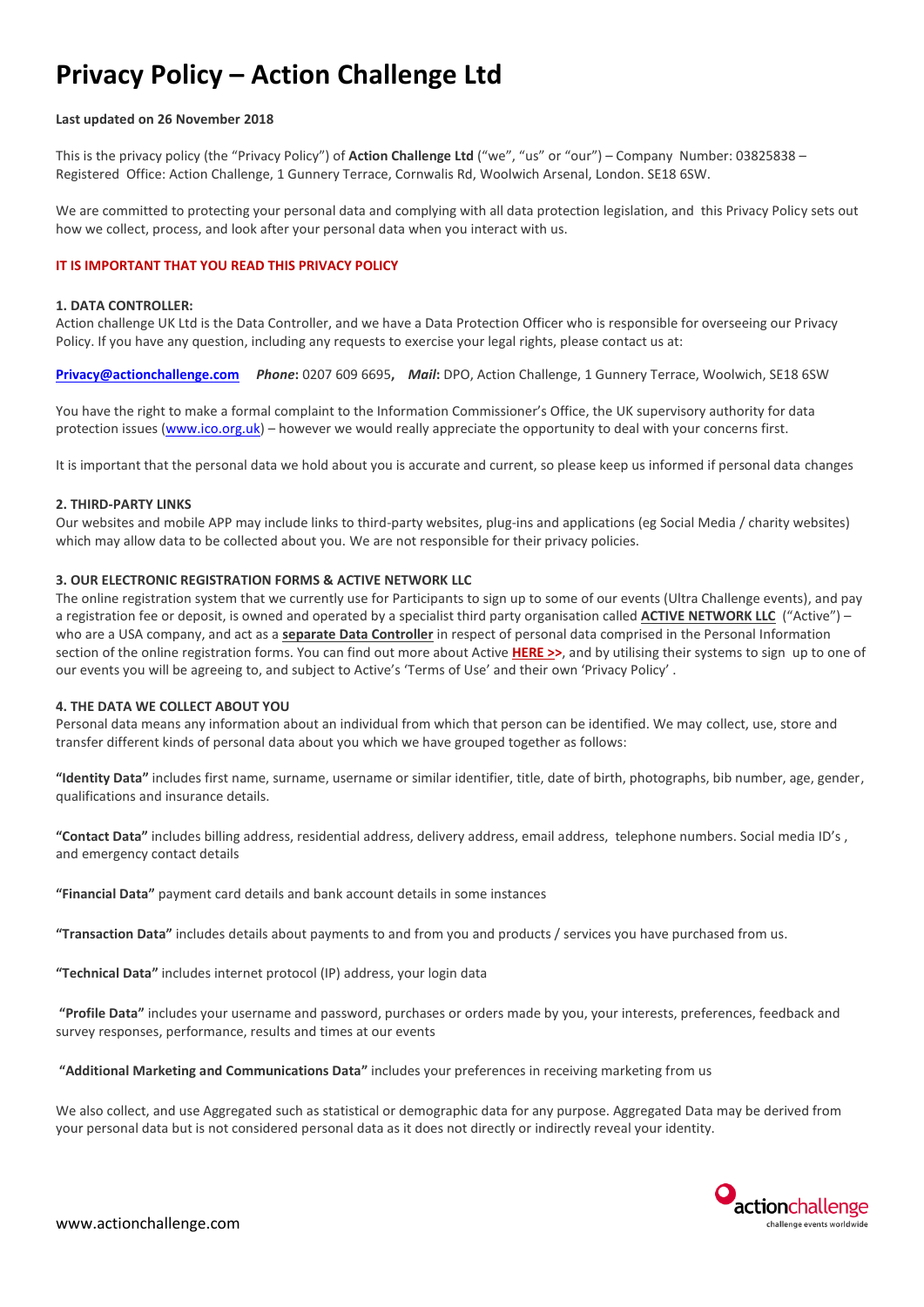# Privacy Policy – Action Challenge Ltd

**Last updated on 26 November 2018**

This is the privacy policy (the "Privacy Policy") of **Action Challenge Ltd** ("we", "us" or "our") – Company Number: 03825838 – Registered Office: Action Challenge, 1 Gunnery Terrace, Cornwalis Rd, Woolwich Arsenal, London. SE18 6SW.

We are committed to protecting your personal data and complying with all data protection legislation, and this Privacy Policy sets out how we collect, process, and look after your personal data when you interact with us.

**IT IS IMPORTANT THAT YOU READ THIS PRIVACY POLICY**

**1. DATA CONTROLLER:**
Action challenge UK Ltd is the Data Controller, and we have a Data Protection Officer who is responsible for overseeing our Privacy Policy. If you have any question, including any requests to exercise your legal rights, please contact us at:

**Privacy@actionchallenge.com** ***Phone*:** 0207 609 6695**,** ***Mail*:** DPO, Action Challenge, 1 Gunnery Terrace, Woolwich, SE18 6SW

You have the right to make a formal complaint to the Information Commissioner's Office, the UK supervisory authority for data protection issues (www.ico.org.uk) – however we would really appreciate the opportunity to deal with your concerns first.

It is important that the personal data we hold about you is accurate and current, so please keep us informed if personal data changes

**2. THIRD-PARTY LINKS**
Our websites and mobile APP may include links to third-party websites, plug-ins and applications (eg Social Media / charity websites) which may allow data to be collected about you. We are not responsible for their privacy policies.

**3. OUR ELECTRONIC REGISTRATION FORMS & ACTIVE NETWORK LLC**
The online registration system that we currently use for Participants to sign up to some of our events (Ultra Challenge events), and pay a registration fee or deposit, is owned and operated by a specialist third party organisation called **ACTIVE NETWORK LLC** ("Active") – who are a USA company, and act as a **separate Data Controller** in respect of personal data comprised in the Personal Information section of the online registration forms. You can find out more about Active **HERE >>**, and by utilising their systems to sign up to one of our events you will be agreeing to, and subject to Active's 'Terms of Use' and their own 'Privacy Policy' .

**4. THE DATA WE COLLECT ABOUT YOU**
Personal data means any information about an individual from which that person can be identified. We may collect, use, store and transfer different kinds of personal data about you which we have grouped together as follows:

**"Identity Data"** includes first name, surname, username or similar identifier, title, date of birth, photographs, bib number, age, gender, qualifications and insurance details.

**"Contact Data"** includes billing address, residential address, delivery address, email address, telephone numbers. Social media ID's , and emergency contact details

**"Financial Data"** payment card details and bank account details in some instances

**"Transaction Data"** includes details about payments to and from you and products / services you have purchased from us.

**"Technical Data"** includes internet protocol (IP) address, your login data

**"Profile Data"** includes your username and password, purchases or orders made by you, your interests, preferences, feedback and survey responses, performance, results and times at our events

**"Additional Marketing and Communications Data"** includes your preferences in receiving marketing from us

We also collect, and use Aggregated such as statistical or demographic data for any purpose. Aggregated Data may be derived from your personal data but is not considered personal data as it does not directly or indirectly reveal your identity.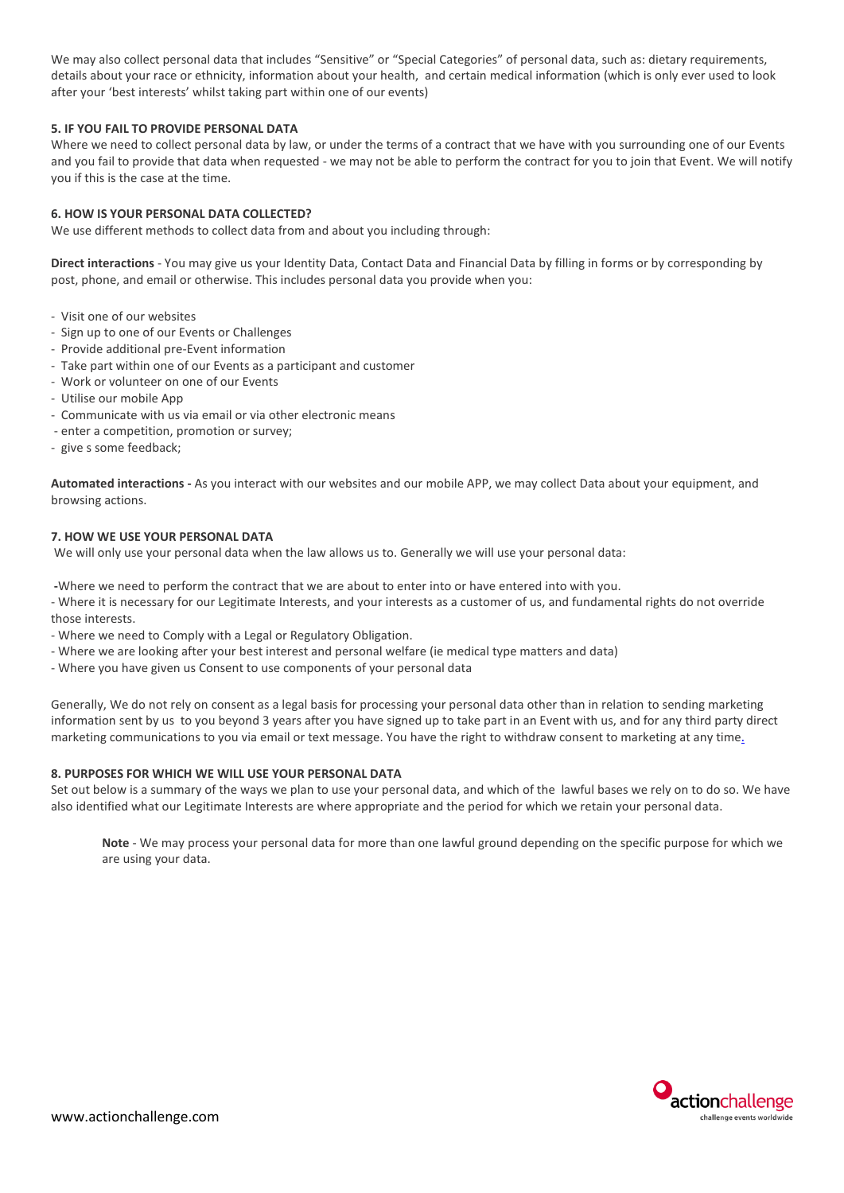We may also collect personal data that includes "Sensitive" or "Special Categories" of personal data, such as: dietary requirements, details about your race or ethnicity, information about your health, and certain medical information (which is only ever used to look after your 'best interests' whilst taking part within one of our events)

**5. IF YOU FAIL TO PROVIDE PERSONAL DATA**

Where we need to collect personal data by law, or under the terms of a contract that we have with you surrounding one of our Events and you fail to provide that data when requested - we may not be able to perform the contract for you to join that Event. We will notify you if this is the case at the time.

**6. HOW IS YOUR PERSONAL DATA COLLECTED?**

We use different methods to collect data from and about you including through:

**Direct interactions** - You may give us your Identity Data, Contact Data and Financial Data by filling in forms or by corresponding by post, phone, and email or otherwise. This includes personal data you provide when you:

- Visit one of our websites
- Sign up to one of our Events or Challenges
- Provide additional pre-Event information
- Take part within one of our Events as a participant and customer
- Work or volunteer on one of our Events
- Utilise our mobile App
- Communicate with us via email or via other electronic means
- enter a competition, promotion or survey;
- give s some feedback;

**Automated interactions -** As you interact with our websites and our mobile APP, we may collect Data about your equipment, and browsing actions.

**7. HOW WE USE YOUR PERSONAL DATA**

We will only use your personal data when the law allows us to. Generally we will use your personal data:

- Where we need to perform the contract that we are about to enter into or have entered into with you.
- Where it is necessary for our Legitimate Interests, and your interests as a customer of us, and fundamental rights do not override those interests.
- Where we need to Comply with a Legal or Regulatory Obligation.
- Where we are looking after your best interest and personal welfare (ie medical type matters and data)
- Where you have given us Consent to use components of your personal data

Generally, We do not rely on consent as a legal basis for processing your personal data other than in relation to sending marketing information sent by us to you beyond 3 years after you have signed up to take part in an Event with us, and for any third party direct marketing communications to you via email or text message. You have the right to withdraw consent to marketing at any time.

**8. PURPOSES FOR WHICH WE WILL USE YOUR PERSONAL DATA**

Set out below is a summary of the ways we plan to use your personal data, and which of the lawful bases we rely on to do so. We have also identified what our Legitimate Interests are where appropriate and the period for which we retain your personal data.

> **Note** - We may process your personal data for more than one lawful ground depending on the specific purpose for which we are using your data.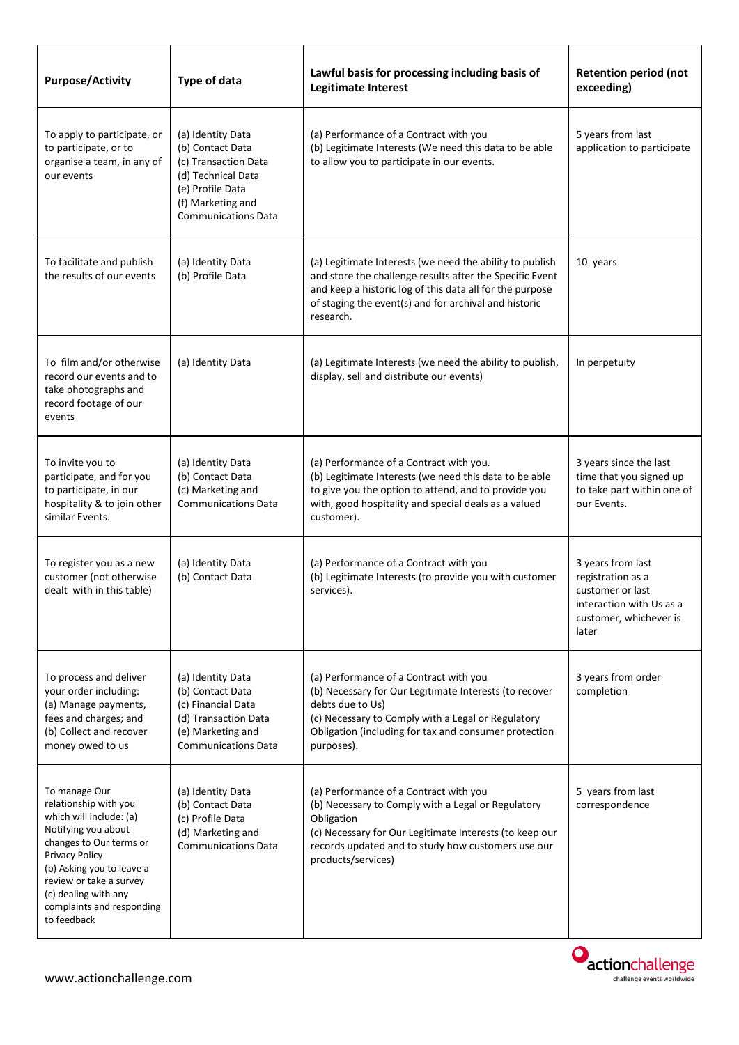| Purpose/Activity | Type of data | Lawful basis for processing including basis of Legitimate Interest | Retention period (not exceeding) |
|---|---|---|---|
| To apply to participate, or to participate, or to organise a team, in any of our events | (a) Identity Data<br>(b) Contact Data<br>(c) Transaction Data<br>(d) Technical Data<br>(e) Profile Data<br>(f) Marketing and Communications Data | (a) Performance of a Contract with you<br>(b) Legitimate Interests (We need this data to be able to allow you to participate in our events. | 5 years from last application to participate |
| To facilitate and publish the results of our events | (a) Identity Data<br>(b) Profile Data | (a) Legitimate Interests (we need the ability to publish and store the challenge results after the Specific Event and keep a historic log of this data all for the purpose of staging the event(s) and for archival and historic research. | 10 years |
| To film and/or otherwise record our events and to take photographs and record footage of our events | (a) Identity Data | (a) Legitimate Interests (we need the ability to publish, display, sell and distribute our events) | In perpetuity |
| To invite you to participate, and for you to participate, in our hospitality & to join other similar Events. | (a) Identity Data<br>(b) Contact Data<br>(c) Marketing and Communications Data | (a) Performance of a Contract with you.<br>(b) Legitimate Interests (we need this data to be able to give you the option to attend, and to provide you with, good hospitality and special deals as a valued customer). | 3 years since the last time that you signed up to take part within one of our Events. |
| To register you as a new customer (not otherwise dealt with in this table) | (a) Identity Data<br>(b) Contact Data | (a) Performance of a Contract with you<br>(b) Legitimate Interests (to provide you with customer services). | 3 years from last registration as a customer or last interaction with Us as a customer, whichever is later |
| To process and deliver your order including:<br>(a) Manage payments, fees and charges; and<br>(b) Collect and recover money owed to us | (a) Identity Data<br>(b) Contact Data<br>(c) Financial Data<br>(d) Transaction Data<br>(e) Marketing and Communications Data | (a) Performance of a Contract with you<br>(b) Necessary for Our Legitimate Interests (to recover debts due to Us)<br>(c) Necessary to Comply with a Legal or Regulatory Obligation (including for tax and consumer protection purposes). | 3 years from order completion |
| To manage Our relationship with you which will include: (a) Notifying you about changes to Our terms or Privacy Policy<br>(b) Asking you to leave a review or take a survey<br>(c) dealing with any complaints and responding to feedback | (a) Identity Data<br>(b) Contact Data<br>(c) Profile Data<br>(d) Marketing and Communications Data | (a) Performance of a Contract with you<br>(b) Necessary to Comply with a Legal or Regulatory Obligation<br>(c) Necessary for Our Legitimate Interests (to keep our records updated and to study how customers use our products/services) | 5 years from last correspondence |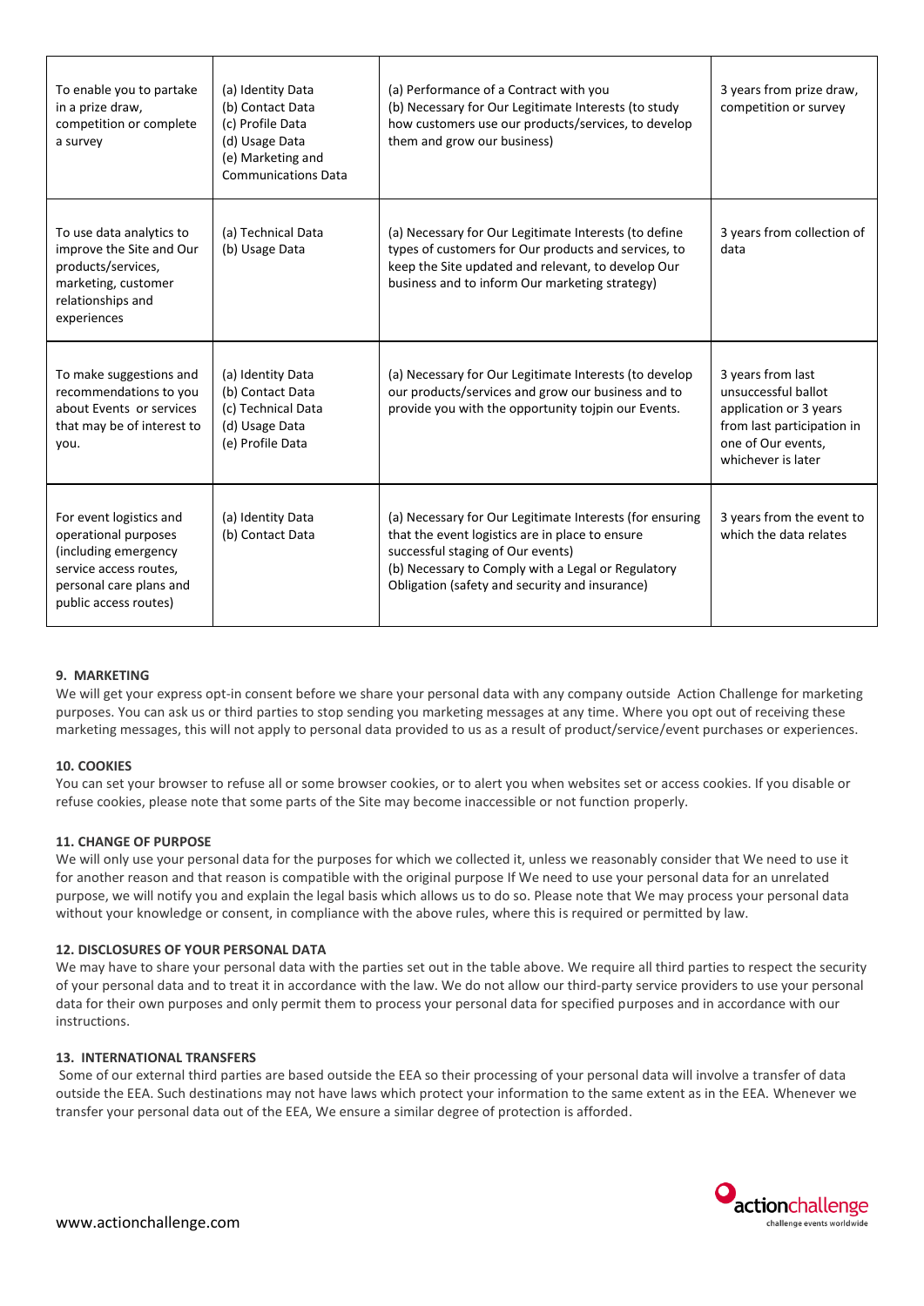| To enable you to partake in a prize draw, competition or complete a survey | (a) Identity Data<br>(b) Contact Data<br>(c) Profile Data<br>(d) Usage Data<br>(e) Marketing and Communications Data | (a) Performance of a Contract with you<br>(b) Necessary for Our Legitimate Interests (to study how customers use our products/services, to develop them and grow our business) | 3 years from prize draw, competition or survey |
|---|---|---|---|
| To use data analytics to improve the Site and Our products/services, marketing, customer relationships and experiences | (a) Technical Data<br>(b) Usage Data | (a) Necessary for Our Legitimate Interests (to define types of customers for Our products and services, to keep the Site updated and relevant, to develop Our business and to inform Our marketing strategy) | 3 years from collection of data |
| To make suggestions and recommendations to you about Events or services that may be of interest to you. | (a) Identity Data<br>(b) Contact Data<br>(c) Technical Data<br>(d) Usage Data<br>(e) Profile Data | (a) Necessary for Our Legitimate Interests (to develop our products/services and grow our business and to provide you with the opportunity tojpin our Events. | 3 years from last unsuccessful ballot application or 3 years from last participation in one of Our events, whichever is later |
| For event logistics and operational purposes (including emergency service access routes, personal care plans and public access routes) | (a) Identity Data<br>(b) Contact Data | (a) Necessary for Our Legitimate Interests (for ensuring that the event logistics are in place to ensure successful staging of Our events)<br>(b) Necessary to Comply with a Legal or Regulatory Obligation (safety and security and insurance) | 3 years from the event to which the data relates |

**9. MARKETING**

We will get your express opt-in consent before we share your personal data with any company outside Action Challenge for marketing purposes. You can ask us or third parties to stop sending you marketing messages at any time. Where you opt out of receiving these marketing messages, this will not apply to personal data provided to us as a result of product/service/event purchases or experiences.

**10. COOKIES**

You can set your browser to refuse all or some browser cookies, or to alert you when websites set or access cookies. If you disable or refuse cookies, please note that some parts of the Site may become inaccessible or not function properly.

**11. CHANGE OF PURPOSE**

We will only use your personal data for the purposes for which we collected it, unless we reasonably consider that We need to use it for another reason and that reason is compatible with the original purpose If We need to use your personal data for an unrelated purpose, we will notify you and explain the legal basis which allows us to do so. Please note that We may process your personal data without your knowledge or consent, in compliance with the above rules, where this is required or permitted by law.

**12. DISCLOSURES OF YOUR PERSONAL DATA**

We may have to share your personal data with the parties set out in the table above. We require all third parties to respect the security of your personal data and to treat it in accordance with the law. We do not allow our third-party service providers to use your personal data for their own purposes and only permit them to process your personal data for specified purposes and in accordance with our instructions.

**13. INTERNATIONAL TRANSFERS**

Some of our external third parties are based outside the EEA so their processing of your personal data will involve a transfer of data outside the EEA. Such destinations may not have laws which protect your information to the same extent as in the EEA. Whenever we transfer your personal data out of the EEA, We ensure a similar degree of protection is afforded.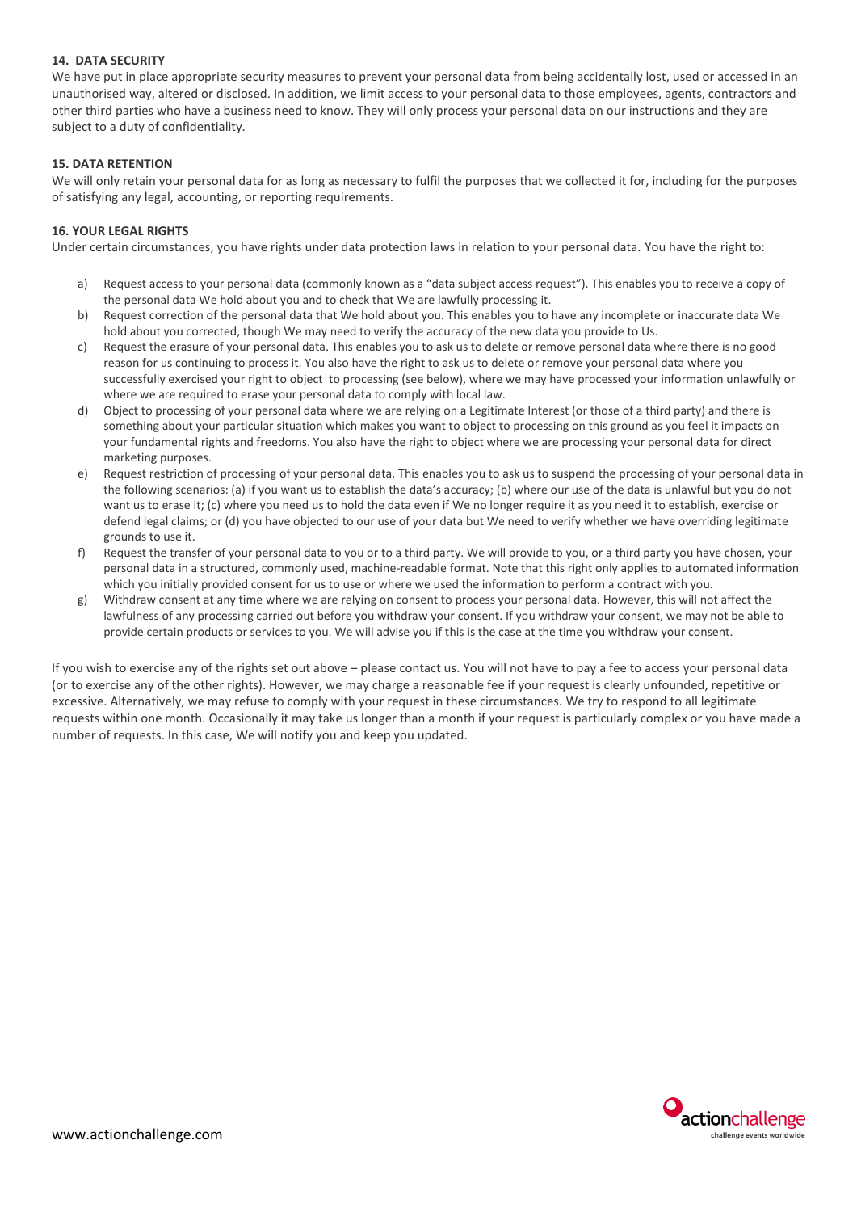**14. DATA SECURITY**

We have put in place appropriate security measures to prevent your personal data from being accidentally lost, used or accessed in an unauthorised way, altered or disclosed. In addition, we limit access to your personal data to those employees, agents, contractors and other third parties who have a business need to know. They will only process your personal data on our instructions and they are subject to a duty of confidentiality.

**15. DATA RETENTION**

We will only retain your personal data for as long as necessary to fulfil the purposes that we collected it for, including for the purposes of satisfying any legal, accounting, or reporting requirements.

**16. YOUR LEGAL RIGHTS**

Under certain circumstances, you have rights under data protection laws in relation to your personal data. You have the right to:

a) Request access to your personal data (commonly known as a "data subject access request"). This enables you to receive a copy of the personal data We hold about you and to check that We are lawfully processing it.

b) Request correction of the personal data that We hold about you. This enables you to have any incomplete or inaccurate data We hold about you corrected, though We may need to verify the accuracy of the new data you provide to Us.

c) Request the erasure of your personal data. This enables you to ask us to delete or remove personal data where there is no good reason for us continuing to process it. You also have the right to ask us to delete or remove your personal data where you successfully exercised your right to object to processing (see below), where we may have processed your information unlawfully or where we are required to erase your personal data to comply with local law.

d) Object to processing of your personal data where we are relying on a Legitimate Interest (or those of a third party) and there is something about your particular situation which makes you want to object to processing on this ground as you feel it impacts on your fundamental rights and freedoms. You also have the right to object where we are processing your personal data for direct marketing purposes.

e) Request restriction of processing of your personal data. This enables you to ask us to suspend the processing of your personal data in the following scenarios: (a) if you want us to establish the data's accuracy; (b) where our use of the data is unlawful but you do not want us to erase it; (c) where you need us to hold the data even if We no longer require it as you need it to establish, exercise or defend legal claims; or (d) you have objected to our use of your data but We need to verify whether we have overriding legitimate grounds to use it.

f) Request the transfer of your personal data to you or to a third party. We will provide to you, or a third party you have chosen, your personal data in a structured, commonly used, machine-readable format. Note that this right only applies to automated information which you initially provided consent for us to use or where we used the information to perform a contract with you.

g) Withdraw consent at any time where we are relying on consent to process your personal data. However, this will not affect the lawfulness of any processing carried out before you withdraw your consent. If you withdraw your consent, we may not be able to provide certain products or services to you. We will advise you if this is the case at the time you withdraw your consent.

If you wish to exercise any of the rights set out above – please contact us. You will not have to pay a fee to access your personal data (or to exercise any of the other rights). However, we may charge a reasonable fee if your request is clearly unfounded, repetitive or excessive. Alternatively, we may refuse to comply with your request in these circumstances. We try to respond to all legitimate requests within one month. Occasionally it may take us longer than a month if your request is particularly complex or you have made a number of requests. In this case, We will notify you and keep you updated.